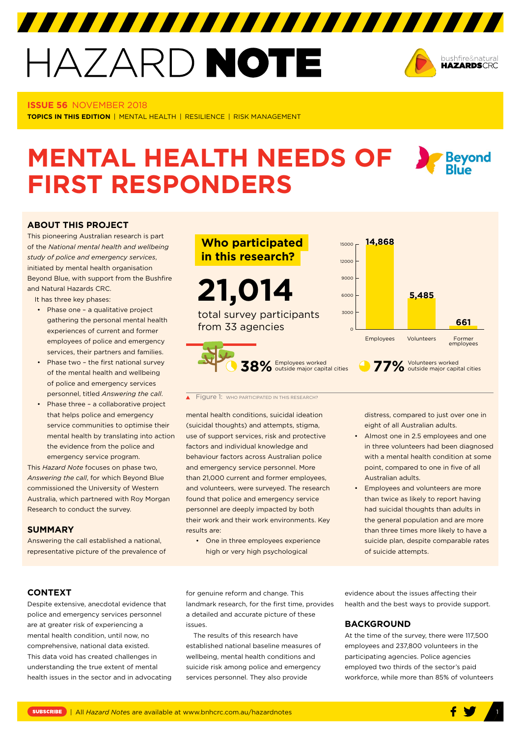# HAZARD NOTE

**ISSUE 56** NOVEMBER 2018

**TOPICS IN THIS EDITION** | MENTAL HEALTH | RESILIENCE | RISK MANAGEMENT

# MENTAL HEALTH NEEDS OF FIRST RESPONDERS

## ABOUT THIS PROJECT

This pioneering Australian research is part of the *National mental health and wellbeing study of police and emergency services*, initiated by mental health organisation Beyond Blue, with support from the Bushfire and Natural Hazards CRC.

It has three key phases:

- Phase one – a qualitative project gathering the personal mental health experiences of current and former employees of police and emergency services, their partners and families.
- Phase two – the first national survey of the mental health and wellbeing of police and emergency services personnel, titled *Answering the call*.
- Phase three – a collaborative project that helps police and emergency service communities to optimise their mental health by translating into action the evidence from the police and emergency service program.

This *Hazard Note* focuses on phase two, *Answering the call*, for which Beyond Blue commissioned the University of Western Australia, which partnered with Roy Morgan Research to conduct the survey.

## SUMMARY

Answering the call established a national, representative picture of the prevalence of mental health conditions, suicidal ideation (suicidal thoughts) and attempts, stigma, use of support services, risk and protective factors and individual knowledge and behaviour factors across Australian police and emergency service personnel. More than 21,000 current and former employees, and volunteers, were surveyed. The research found that police and emergency service personnel are deeply impacted by both their work and their work environments. Key results are:

- One in three employees experience high or very high psychological distress, compared to just over one in eight of all Australian adults.
- Almost one in 2.5 employees and one in three volunteers had been diagnosed with a mental health condition at some point, compared to one in five of all Australian adults.
- Employees and volunteers are more than twice as likely to report having had suicidal thoughts than adults in the general population and are more than three times more likely to have a suicide plan, despite comparable rates of suicide attempts.

**Who participated in this research?**

**21,014** total survey participants from 33 agencies

| Group | Participants |
|---|---|
| Employees | 14,868 |
| Volunteers | 5,485 |
| Former employees | 661 |

**38%** Employees worked outside major capital cities

**77%** Volunteers worked outside major capital cities

Figure 1: WHO PARTICIPATED IN THIS RESEARCH?

## CONTEXT

Despite extensive, anecdotal evidence that police and emergency services personnel are at greater risk of experiencing a mental health condition, until now, no comprehensive, national data existed. This data void has created challenges in understanding the true extent of mental health issues in the sector and in advocating for genuine reform and change. This landmark research, for the first time, provides a detailed and accurate picture of these issues.

The results of this research have established national baseline measures of wellbeing, mental health conditions and suicide risk among police and emergency services personnel. They also provide evidence about the issues affecting their health and the best ways to provide support.

## BACKGROUND

At the time of the survey, there were 117,500 employees and 237,800 volunteers in the participating agencies. Police agencies employed two thirds of the sector's paid workforce, while more than 85% of volunteers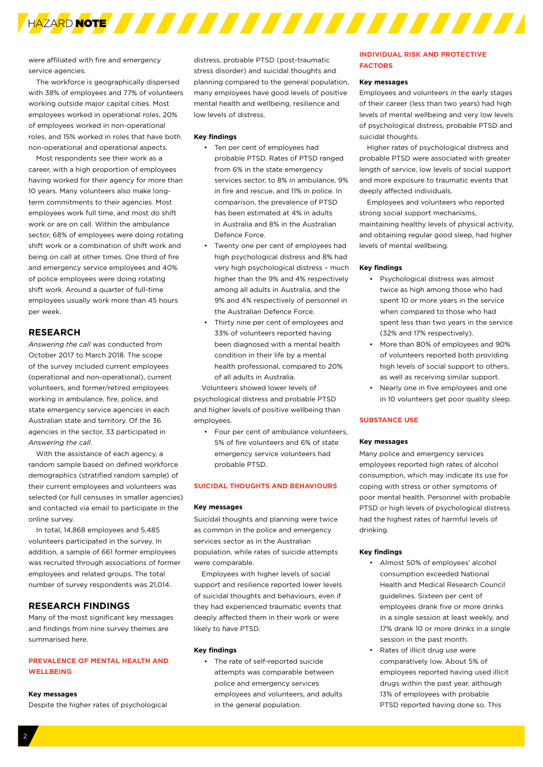were affiliated with fire and emergency service agencies.

The workforce is geographically dispersed with 38% of employees and 77% of volunteers working outside major capital cities. Most employees worked in operational roles, 20% of employees worked in non-operational roles, and 15% worked in roles that have both non-operational and operational aspects.

Most respondents see their work as a career, with a high proportion of employees having worked for their agency for more than 10 years. Many volunteers also make long-term commitments to their agencies. Most employees work full time, and most do shift work or are on call. Within the ambulance sector, 68% of employees were doing rotating shift work or a combination of shift work and being on call at other times. One third of fire and emergency service employees and 40% of police employees were doing rotating shift work. Around a quarter of full-time employees usually work more than 45 hours per week.

## RESEARCH

*Answering the call* was conducted from October 2017 to March 2018. The scope of the survey included current employees (operational and non-operational), current volunteers, and former/retired employees working in ambulance, fire, police, and state emergency service agencies in each Australian state and territory. Of the 36 agencies in the sector, 33 participated in *Answering the call*.

With the assistance of each agency, a random sample based on defined workforce demographics (stratified random sample) of their current employees and volunteers was selected (or full censuses in smaller agencies) and contacted via email to participate in the online survey.

In total, 14,868 employees and 5,485 volunteers participated in the survey. In addition, a sample of 661 former employees was recruited through associations of former employees and related groups. The total number of survey respondents was 21,014.

## RESEARCH FINDINGS

Many of the most significant key messages and findings from nine survey themes are summarised here.

### PREVALENCE OF MENTAL HEALTH AND WELLBEING

**Key messages**

Despite the higher rates of psychological distress, probable PTSD (post-traumatic stress disorder) and suicidal thoughts and planning compared to the general population, many employees have good levels of positive mental health and wellbeing, resilience and low levels of distress.

**Key findings**

- Ten per cent of employees had probable PTSD. Rates of PTSD ranged from 6% in the state emergency services sector, to 8% in ambulance, 9% in fire and rescue, and 11% in police. In comparison, the prevalence of PTSD has been estimated at 4% in adults in Australia and 8% in the Australian Defence Force.
- Twenty one per cent of employees had high psychological distress and 8% had very high psychological distress – much higher than the 9% and 4% respectively among all adults in Australia, and the 9% and 4% respectively of personnel in the Australian Defence Force.
- Thirty nine per cent of employees and 33% of volunteers reported having been diagnosed with a mental health condition in their life by a mental health professional, compared to 20% of all adults in Australia.

Volunteers showed lower levels of psychological distress and probable PTSD and higher levels of positive wellbeing than employees.

- Four per cent of ambulance volunteers, 5% of fire volunteers and 6% of state emergency service volunteers had probable PTSD.

### SUICIDAL THOUGHTS AND BEHAVIOURS

**Key messages**

Suicidal thoughts and planning were twice as common in the police and emergency services sector as in the Australian population, while rates of suicide attempts were comparable.

Employees with higher levels of social support and resilience reported lower levels of suicidal thoughts and behaviours, even if they had experienced traumatic events that deeply affected them in their work or were likely to have PTSD.

**Key findings**

- The rate of self-reported suicide attempts was comparable between police and emergency services employees and volunteers, and adults in the general population.

### INDIVIDUAL RISK AND PROTECTIVE FACTORS

**Key messages**

Employees and volunteers in the early stages of their career (less than two years) had high levels of mental wellbeing and very low levels of psychological distress, probable PTSD and suicidal thoughts.

Higher rates of psychological distress and probable PTSD were associated with greater length of service, low levels of social support and more exposure to traumatic events that deeply affected individuals.

Employees and volunteers who reported strong social support mechanisms, maintaining healthy levels of physical activity, and obtaining regular good sleep, had higher levels of mental wellbeing.

**Key findings**

- Psychological distress was almost twice as high among those who had spent 10 or more years in the service when compared to those who had spent less than two years in the service (32% and 17% respectively).
- More than 80% of employees and 90% of volunteers reported both providing high levels of social support to others, as well as receiving similar support.
- Nearly one in five employees and one in 10 volunteers get poor quality sleep.

### SUBSTANCE USE

**Key messages**

Many police and emergency services employees reported high rates of alcohol consumption, which may indicate its use for coping with stress or other symptoms of poor mental health. Personnel with probable PTSD or high levels of psychological distress had the highest rates of harmful levels of drinking.

**Key findings**

- Almost 50% of employees' alcohol consumption exceeded National Health and Medical Research Council guidelines. Sixteen per cent of employees drank five or more drinks in a single session at least weekly, and 17% drank 10 or more drinks in a single session in the past month.
- Rates of illicit drug use were comparatively low. About 5% of employees reported having used illicit drugs within the past year, although 13% of employees with probable PTSD reported having done so. This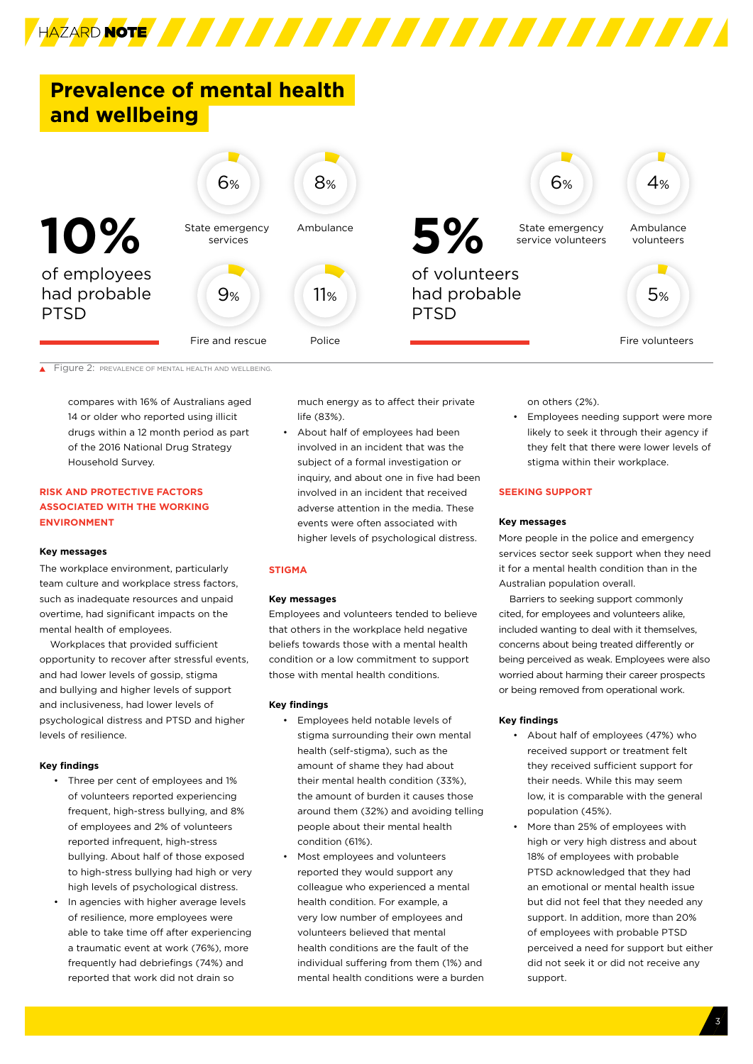## Prevalence of mental health and wellbeing

**10%** of employees had probable PTSD

- 6% State emergency services
- 8% Ambulance
- 9% Fire and rescue
- 11% Police

**5%** of volunteers had probable PTSD

- 6% State emergency service volunteers
- 4% Ambulance volunteers
- 5% Fire volunteers

Figure 2: PREVALENCE OF MENTAL HEALTH AND WELLBEING.

compares with 16% of Australians aged 14 or older who reported using illicit drugs within a 12 month period as part of the 2016 National Drug Strategy Household Survey.

### RISK AND PROTECTIVE FACTORS ASSOCIATED WITH THE WORKING ENVIRONMENT

**Key messages**

The workplace environment, particularly team culture and workplace stress factors, such as inadequate resources and unpaid overtime, had significant impacts on the mental health of employees.

Workplaces that provided sufficient opportunity to recover after stressful events, and had lower levels of gossip, stigma and bullying and higher levels of support and inclusiveness, had lower levels of psychological distress and PTSD and higher levels of resilience.

**Key findings**

- Three per cent of employees and 1% of volunteers reported experiencing frequent, high-stress bullying, and 8% of employees and 2% of volunteers reported infrequent, high-stress bullying. About half of those exposed to high-stress bullying had high or very high levels of psychological distress.
- In agencies with higher average levels of resilience, more employees were able to take time off after experiencing a traumatic event at work (76%), more frequently had debriefings (74%) and reported that work did not drain so much energy as to affect their private life (83%).
- About half of employees had been involved in an incident that was the subject of a formal investigation or inquiry, and about one in five had been involved in an incident that received adverse attention in the media. These events were often associated with higher levels of psychological distress.

### STIGMA

**Key messages**

Employees and volunteers tended to believe that others in the workplace held negative beliefs towards those with a mental health condition or a low commitment to support those with mental health conditions.

**Key findings**

- Employees held notable levels of stigma surrounding their own mental health (self-stigma), such as the amount of shame they had about their mental health condition (33%), the amount of burden it causes those around them (32%) and avoiding telling people about their mental health condition (61%).
- Most employees and volunteers reported they would support any colleague who experienced a mental health condition. For example, a very low number of employees and volunteers believed that mental health conditions are the fault of the individual suffering from them (1%) and mental health conditions were a burden on others (2%).
- Employees needing support were more likely to seek it through their agency if they felt that there were lower levels of stigma within their workplace.

### SEEKING SUPPORT

**Key messages**

More people in the police and emergency services sector seek support when they need it for a mental health condition than in the Australian population overall.

Barriers to seeking support commonly cited, for employees and volunteers alike, included wanting to deal with it themselves, concerns about being treated differently or being perceived as weak. Employees were also worried about harming their career prospects or being removed from operational work.

**Key findings**

- About half of employees (47%) who received support or treatment felt they received sufficient support for their needs. While this may seem low, it is comparable with the general population (45%).
- More than 25% of employees with high or very high distress and about 18% of employees with probable PTSD acknowledged that they had an emotional or mental health issue but did not feel that they needed any support. In addition, more than 20% of employees with probable PTSD perceived a need for support but either did not seek it or did not receive any support.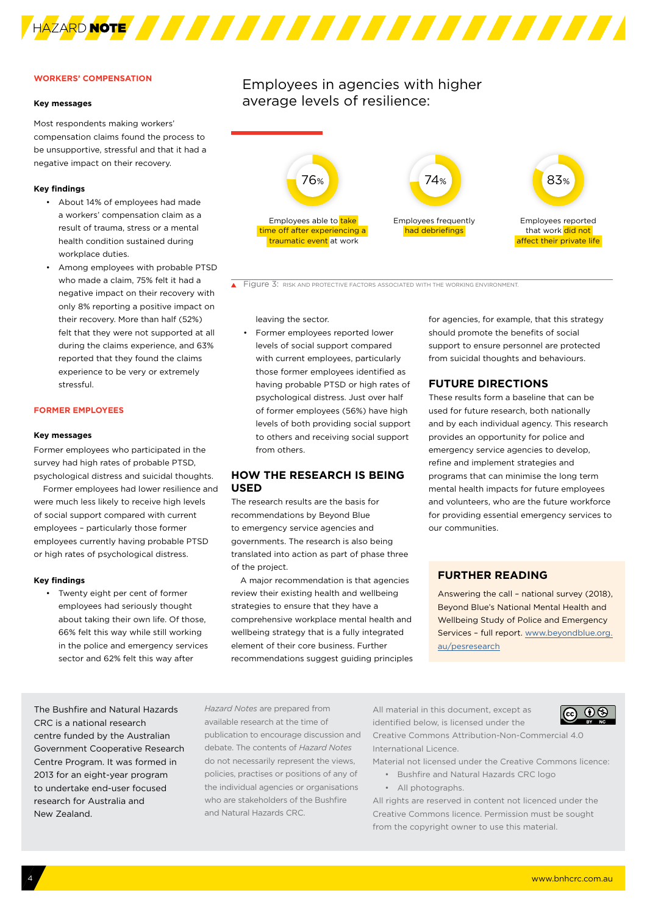## WORKERS' COMPENSATION

**Key messages**

Most respondents making workers' compensation claims found the process to be unsupportive, stressful and that it had a negative impact on their recovery.

**Key findings**

- About 14% of employees had made a workers' compensation claim as a result of trauma, stress or a mental health condition sustained during workplace duties.
- Among employees with probable PTSD who made a claim, 75% felt it had a negative impact on their recovery with only 8% reporting a positive impact on their recovery. More than half (52%) felt that they were not supported at all during the claims experience, and 63% reported that they found the claims experience to be very or extremely stressful.

## FORMER EMPLOYEES

**Key messages**

Former employees who participated in the survey had high rates of probable PTSD, psychological distress and suicidal thoughts.

Former employees had lower resilience and were much less likely to receive high levels of social support compared with current employees – particularly those former employees currently having probable PTSD or high rates of psychological distress.

**Key findings**

- Twenty eight per cent of former employees had seriously thought about taking their own life. Of those, 66% felt this way while still working in the police and emergency services sector and 62% felt this way after leaving the sector.
- Former employees reported lower levels of social support compared with current employees, particularly those former employees identified as having probable PTSD or high rates of psychological distress. Just over half of former employees (56%) have high levels of both providing social support to others and receiving social support from others.

Employees in agencies with higher average levels of resilience:

- **76%** Employees able to take time off after experiencing a traumatic event at work
- **74%** Employees frequently had debriefings
- **83%** Employees reported that work did not affect their private life

Figure 3: RISK AND PROTECTIVE FACTORS ASSOCIATED WITH THE WORKING ENVIRONMENT.

## HOW THE RESEARCH IS BEING USED

The research results are the basis for recommendations by Beyond Blue to emergency service agencies and governments. The research is also being translated into action as part of phase three of the project.

A major recommendation is that agencies review their existing health and wellbeing strategies to ensure that they have a comprehensive workplace mental health and wellbeing strategy that is a fully integrated element of their core business. Further recommendations suggest guiding principles for agencies, for example, that this strategy should promote the benefits of social support to ensure personnel are protected from suicidal thoughts and behaviours.

## FUTURE DIRECTIONS

These results form a baseline that can be used for future research, both nationally and by each individual agency. This research provides an opportunity for police and emergency service agencies to develop, refine and implement strategies and programs that can minimise the long term mental health impacts for future employees and volunteers, who are the future workforce for providing essential emergency services to our communities.

## FURTHER READING

Answering the call – national survey (2018), Beyond Blue's National Mental Health and Wellbeing Study of Police and Emergency Services – full report. www.beyondblue.org.au/pesresearch

The Bushfire and Natural Hazards CRC is a national research centre funded by the Australian Government Cooperative Research Centre Program. It was formed in 2013 for an eight-year program to undertake end-user focused research for Australia and New Zealand.

*Hazard Notes* are prepared from available research at the time of publication to encourage discussion and debate. The contents of *Hazard Notes* do not necessarily represent the views, policies, practises or positions of any of the individual agencies or organisations who are stakeholders of the Bushfire and Natural Hazards CRC.

All material in this document, except as identified below, is licensed under the Creative Commons Attribution-Non-Commercial 4.0 International Licence.

Material not licensed under the Creative Commons licence:

- Bushfire and Natural Hazards CRC logo
- All photographs.

All rights are reserved in content not licenced under the Creative Commons licence. Permission must be sought from the copyright owner to use this material.